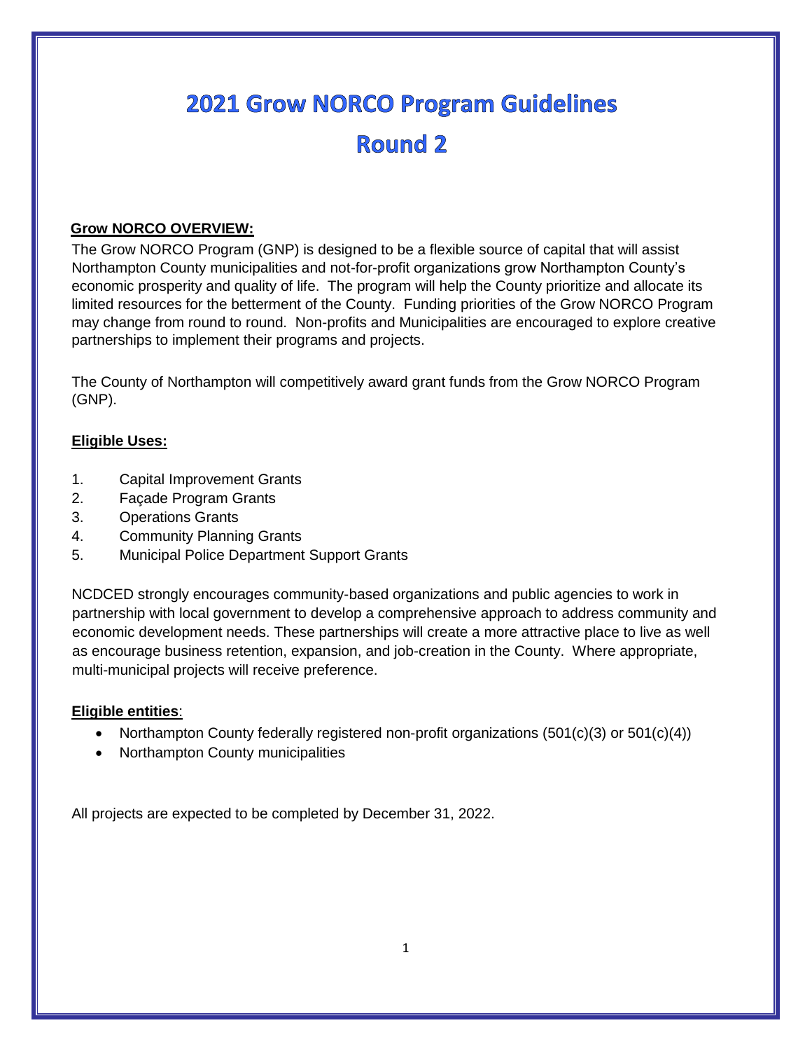# 2021 Grow NORCO Program Guidelines

# Round 2

**Grow NORCO OVERVIEW:**

The Grow NORCO Program (GNP) is designed to be a flexible source of capital that will assist Northampton County municipalities and not-for-profit organizations grow Northampton County's economic prosperity and quality of life. The program will help the County prioritize and allocate its limited resources for the betterment of the County. Funding priorities of the Grow NORCO Program may change from round to round. Non-profits and Municipalities are encouraged to explore creative partnerships to implement their programs and projects.

The County of Northampton will competitively award grant funds from the Grow NORCO Program (GNP).

**Eligible Uses:**

1. Capital Improvement Grants
2. Façade Program Grants
3. Operations Grants
4. Community Planning Grants
5. Municipal Police Department Support Grants

NCDCED strongly encourages community-based organizations and public agencies to work in partnership with local government to develop a comprehensive approach to address community and economic development needs. These partnerships will create a more attractive place to live as well as encourage business retention, expansion, and job-creation in the County. Where appropriate, multi-municipal projects will receive preference.

**Eligible entities**:

- Northampton County federally registered non-profit organizations (501(c)(3) or 501(c)(4))
- Northampton County municipalities

All projects are expected to be completed by December 31, 2022.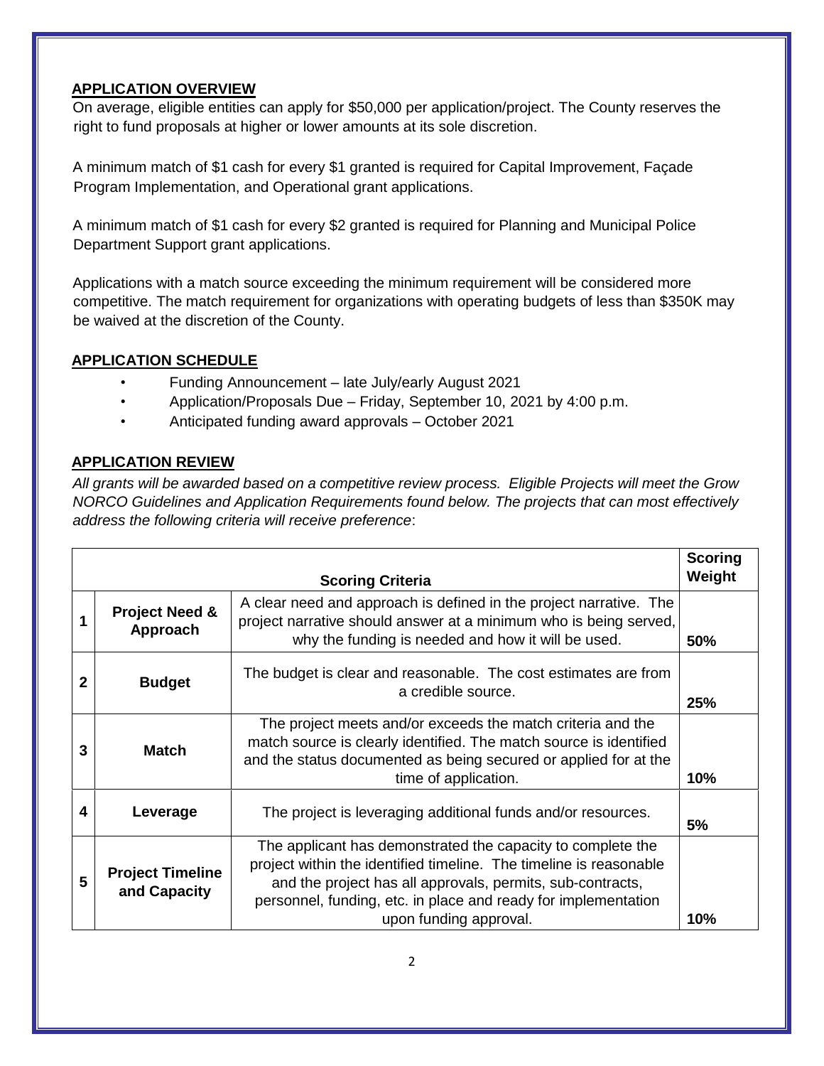## APPLICATION OVERVIEW

On average, eligible entities can apply for $50,000 per application/project. The County reserves the right to fund proposals at higher or lower amounts at its sole discretion.

A minimum match of $1 cash for every $1 granted is required for Capital Improvement, Façade Program Implementation, and Operational grant applications.

A minimum match of $1 cash for every $2 granted is required for Planning and Municipal Police Department Support grant applications.

Applications with a match source exceeding the minimum requirement will be considered more competitive. The match requirement for organizations with operating budgets of less than $350K may be waived at the discretion of the County.

## APPLICATION SCHEDULE

- Funding Announcement – late July/early August 2021
- Application/Proposals Due – Friday, September 10, 2021 by 4:00 p.m.
- Anticipated funding award approvals – October 2021

## APPLICATION REVIEW

*All grants will be awarded based on a competitive review process. Eligible Projects will meet the Grow NORCO Guidelines and Application Requirements found below. The projects that can most effectively address the following criteria will receive preference*:

| | Scoring Criteria | | Scoring Weight |
|---|---|---|---|
| **1** | **Project Need & Approach** | A clear need and approach is defined in the project narrative. The project narrative should answer at a minimum who is being served, why the funding is needed and how it will be used. | **50%** |
| **2** | **Budget** | The budget is clear and reasonable. The cost estimates are from a credible source. | **25%** |
| **3** | **Match** | The project meets and/or exceeds the match criteria and the match source is clearly identified. The match source is identified and the status documented as being secured or applied for at the time of application. | **10%** |
| **4** | **Leverage** | The project is leveraging additional funds and/or resources. | **5%** |
| **5** | **Project Timeline and Capacity** | The applicant has demonstrated the capacity to complete the project within the identified timeline. The timeline is reasonable and the project has all approvals, permits, sub-contracts, personnel, funding, etc. in place and ready for implementation upon funding approval. | **10%** |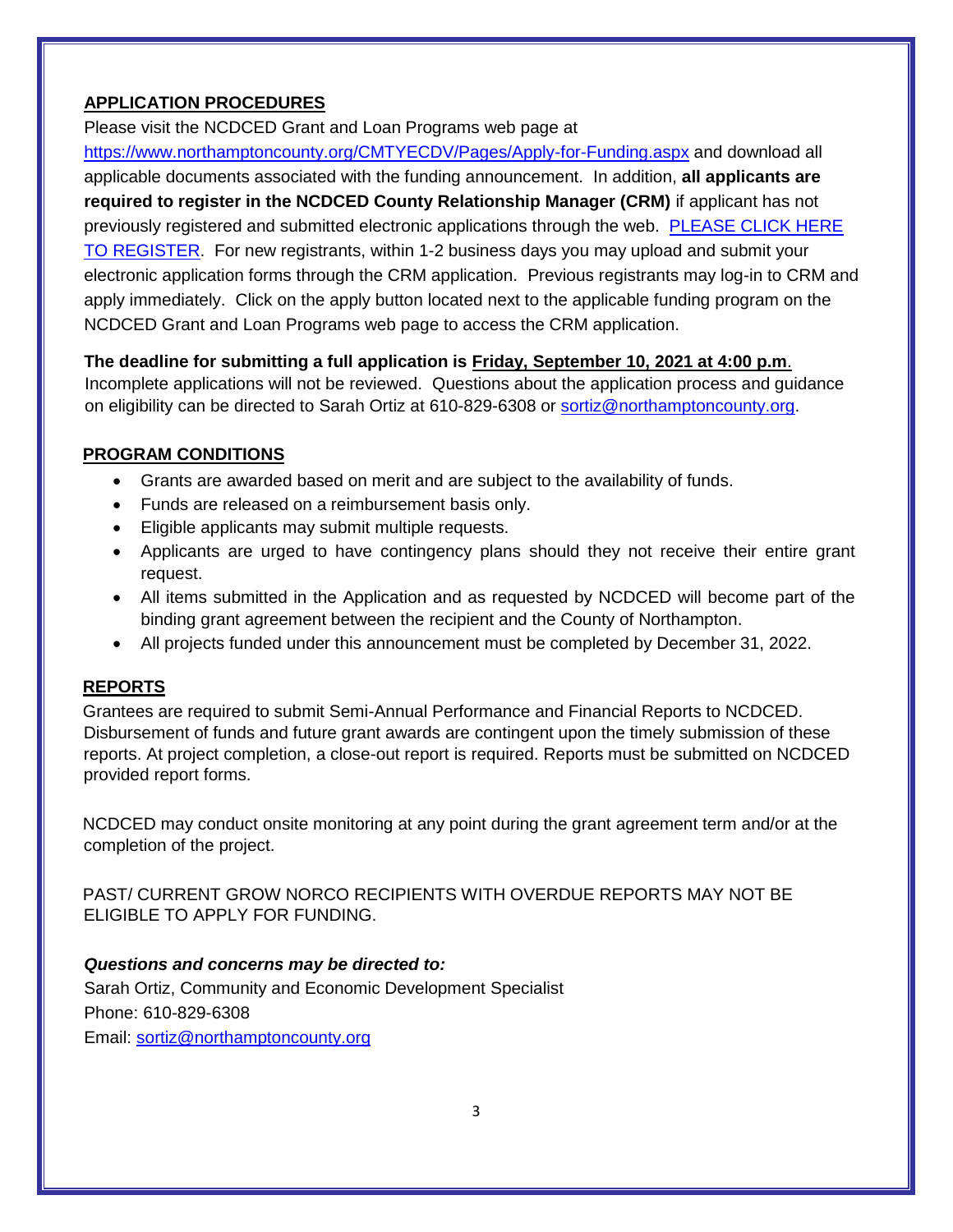## APPLICATION PROCEDURES

Please visit the NCDCED Grant and Loan Programs web page at https://www.northamptoncounty.org/CMTYECDV/Pages/Apply-for-Funding.aspx and download all applicable documents associated with the funding announcement. In addition, **all applicants are required to register in the NCDCED County Relationship Manager (CRM)** if applicant has not previously registered and submitted electronic applications through the web. PLEASE CLICK HERE TO REGISTER. For new registrants, within 1-2 business days you may upload and submit your electronic application forms through the CRM application. Previous registrants may log-in to CRM and apply immediately. Click on the apply button located next to the applicable funding program on the NCDCED Grant and Loan Programs web page to access the CRM application.

**The deadline for submitting a full application is Friday, September 10, 2021 at 4:00 p.m.** Incomplete applications will not be reviewed. Questions about the application process and guidance on eligibility can be directed to Sarah Ortiz at 610-829-6308 or sortiz@northamptoncounty.org.

## PROGRAM CONDITIONS

- Grants are awarded based on merit and are subject to the availability of funds.
- Funds are released on a reimbursement basis only.
- Eligible applicants may submit multiple requests.
- Applicants are urged to have contingency plans should they not receive their entire grant request.
- All items submitted in the Application and as requested by NCDCED will become part of the binding grant agreement between the recipient and the County of Northampton.
- All projects funded under this announcement must be completed by December 31, 2022.

## REPORTS

Grantees are required to submit Semi-Annual Performance and Financial Reports to NCDCED. Disbursement of funds and future grant awards are contingent upon the timely submission of these reports. At project completion, a close-out report is required. Reports must be submitted on NCDCED provided report forms.

NCDCED may conduct onsite monitoring at any point during the grant agreement term and/or at the completion of the project.

PAST/ CURRENT GROW NORCO RECIPIENTS WITH OVERDUE REPORTS MAY NOT BE ELIGIBLE TO APPLY FOR FUNDING.

***Questions and concerns may be directed to:***

Sarah Ortiz, Community and Economic Development Specialist
Phone: 610-829-6308
Email: sortiz@northamptoncounty.org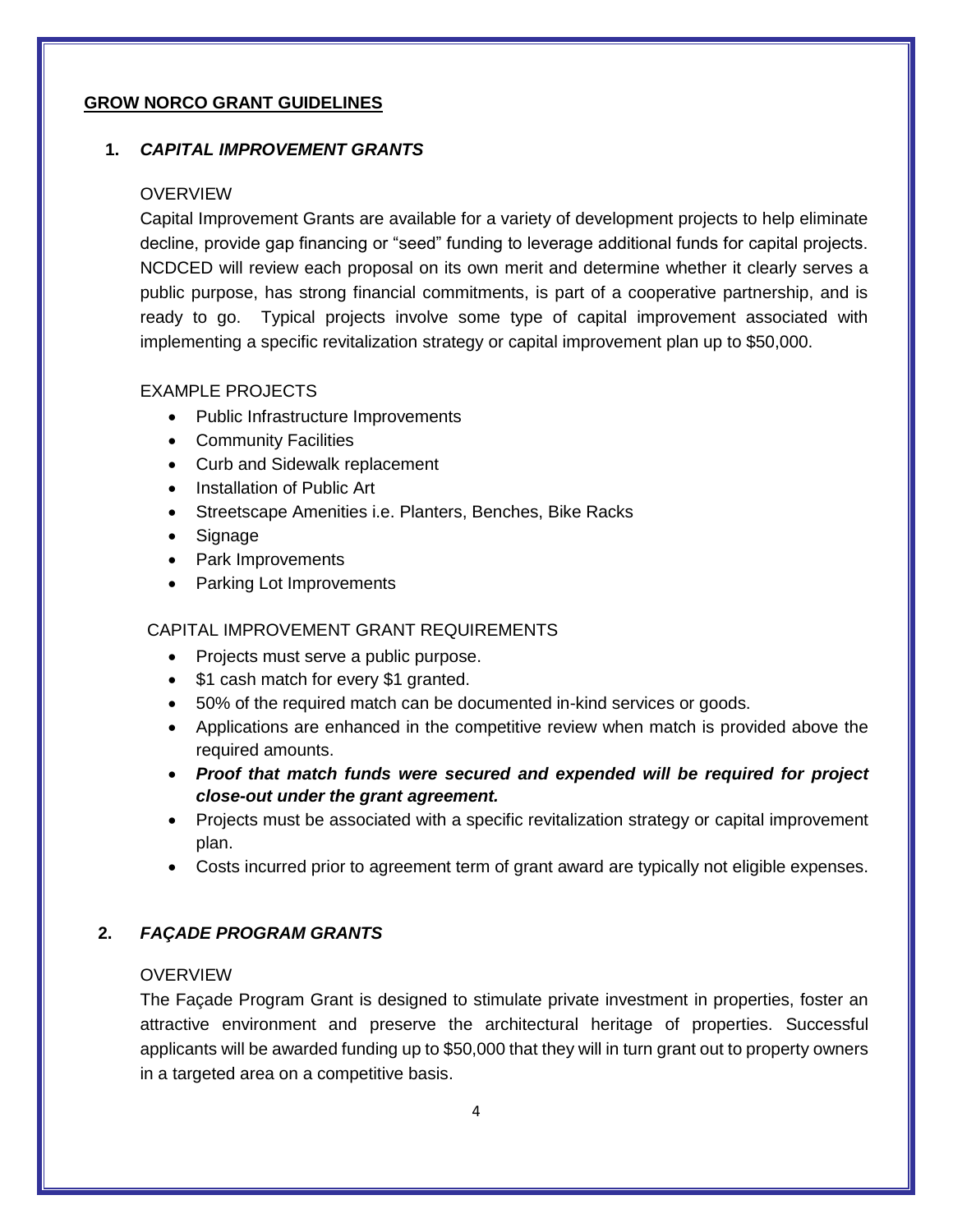## GROW NORCO GRANT GUIDELINES

### 1. *CAPITAL IMPROVEMENT GRANTS*

OVERVIEW

Capital Improvement Grants are available for a variety of development projects to help eliminate decline, provide gap financing or "seed" funding to leverage additional funds for capital projects. NCDCED will review each proposal on its own merit and determine whether it clearly serves a public purpose, has strong financial commitments, is part of a cooperative partnership, and is ready to go. Typical projects involve some type of capital improvement associated with implementing a specific revitalization strategy or capital improvement plan up to $50,000.

EXAMPLE PROJECTS

- Public Infrastructure Improvements
- Community Facilities
- Curb and Sidewalk replacement
- Installation of Public Art
- Streetscape Amenities i.e. Planters, Benches, Bike Racks
- Signage
- Park Improvements
- Parking Lot Improvements

CAPITAL IMPROVEMENT GRANT REQUIREMENTS

- Projects must serve a public purpose.
- $1 cash match for every $1 granted.
- 50% of the required match can be documented in-kind services or goods.
- Applications are enhanced in the competitive review when match is provided above the required amounts.
- ***Proof that match funds were secured and expended will be required for project close-out under the grant agreement.***
- Projects must be associated with a specific revitalization strategy or capital improvement plan.
- Costs incurred prior to agreement term of grant award are typically not eligible expenses.

### 2. *FAÇADE PROGRAM GRANTS*

OVERVIEW

The Façade Program Grant is designed to stimulate private investment in properties, foster an attractive environment and preserve the architectural heritage of properties. Successful applicants will be awarded funding up to $50,000 that they will in turn grant out to property owners in a targeted area on a competitive basis.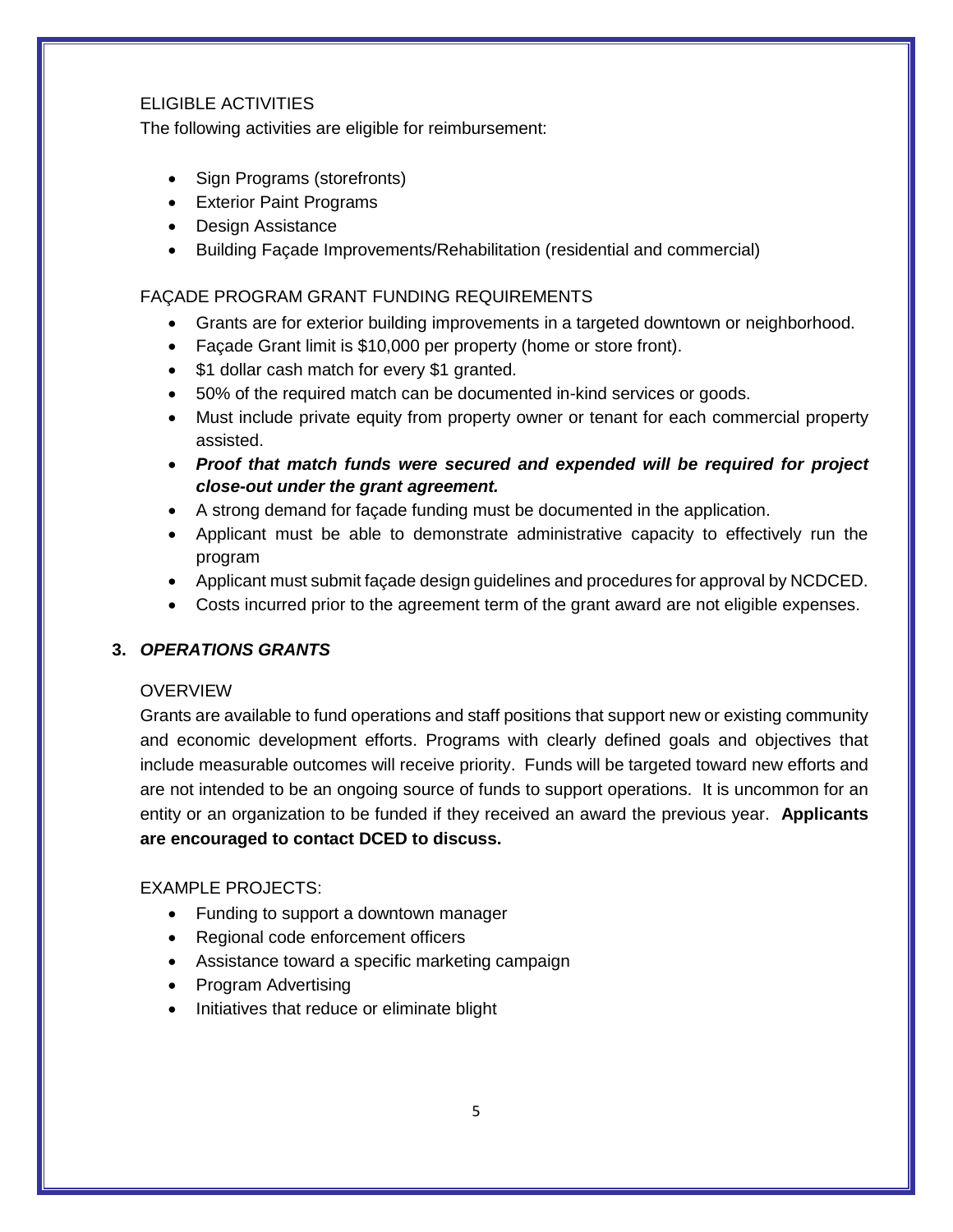### ELIGIBLE ACTIVITIES

The following activities are eligible for reimbursement:

- Sign Programs (storefronts)
- Exterior Paint Programs
- Design Assistance
- Building Façade Improvements/Rehabilitation (residential and commercial)

### FAÇADE PROGRAM GRANT FUNDING REQUIREMENTS

- Grants are for exterior building improvements in a targeted downtown or neighborhood.
- Façade Grant limit is $10,000 per property (home or store front).
- $1 dollar cash match for every $1 granted.
- 50% of the required match can be documented in-kind services or goods.
- Must include private equity from property owner or tenant for each commercial property assisted.
- ***Proof that match funds were secured and expended will be required for project close-out under the grant agreement.***
- A strong demand for façade funding must be documented in the application.
- Applicant must be able to demonstrate administrative capacity to effectively run the program
- Applicant must submit façade design guidelines and procedures for approval by NCDCED.
- Costs incurred prior to the agreement term of the grant award are not eligible expenses.

## 3. *OPERATIONS GRANTS*

### OVERVIEW

Grants are available to fund operations and staff positions that support new or existing community and economic development efforts. Programs with clearly defined goals and objectives that include measurable outcomes will receive priority. Funds will be targeted toward new efforts and are not intended to be an ongoing source of funds to support operations. It is uncommon for an entity or an organization to be funded if they received an award the previous year. **Applicants are encouraged to contact DCED to discuss.**

### EXAMPLE PROJECTS:

- Funding to support a downtown manager
- Regional code enforcement officers
- Assistance toward a specific marketing campaign
- Program Advertising
- Initiatives that reduce or eliminate blight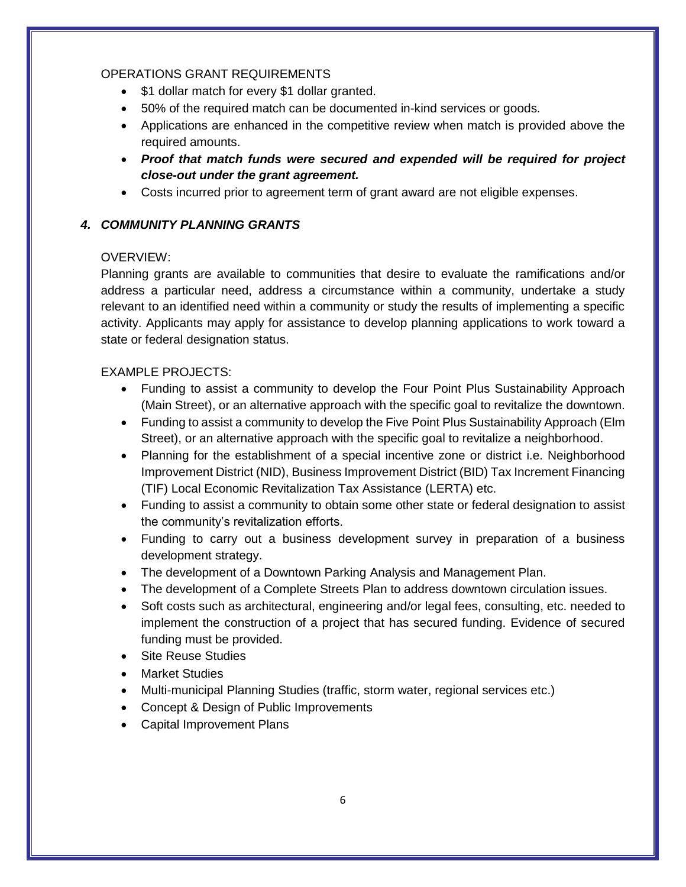OPERATIONS GRANT REQUIREMENTS

- $1 dollar match for every $1 dollar granted.
- 50% of the required match can be documented in-kind services or goods.
- Applications are enhanced in the competitive review when match is provided above the required amounts.
- ***Proof that match funds were secured and expended will be required for project close-out under the grant agreement.***
- Costs incurred prior to agreement term of grant award are not eligible expenses.

### *4. COMMUNITY PLANNING GRANTS*

OVERVIEW:

Planning grants are available to communities that desire to evaluate the ramifications and/or address a particular need, address a circumstance within a community, undertake a study relevant to an identified need within a community or study the results of implementing a specific activity. Applicants may apply for assistance to develop planning applications to work toward a state or federal designation status.

EXAMPLE PROJECTS:

- Funding to assist a community to develop the Four Point Plus Sustainability Approach (Main Street), or an alternative approach with the specific goal to revitalize the downtown.
- Funding to assist a community to develop the Five Point Plus Sustainability Approach (Elm Street), or an alternative approach with the specific goal to revitalize a neighborhood.
- Planning for the establishment of a special incentive zone or district i.e. Neighborhood Improvement District (NID), Business Improvement District (BID) Tax Increment Financing (TIF) Local Economic Revitalization Tax Assistance (LERTA) etc.
- Funding to assist a community to obtain some other state or federal designation to assist the community's revitalization efforts.
- Funding to carry out a business development survey in preparation of a business development strategy.
- The development of a Downtown Parking Analysis and Management Plan.
- The development of a Complete Streets Plan to address downtown circulation issues.
- Soft costs such as architectural, engineering and/or legal fees, consulting, etc. needed to implement the construction of a project that has secured funding. Evidence of secured funding must be provided.
- Site Reuse Studies
- Market Studies
- Multi-municipal Planning Studies (traffic, storm water, regional services etc.)
- Concept & Design of Public Improvements
- Capital Improvement Plans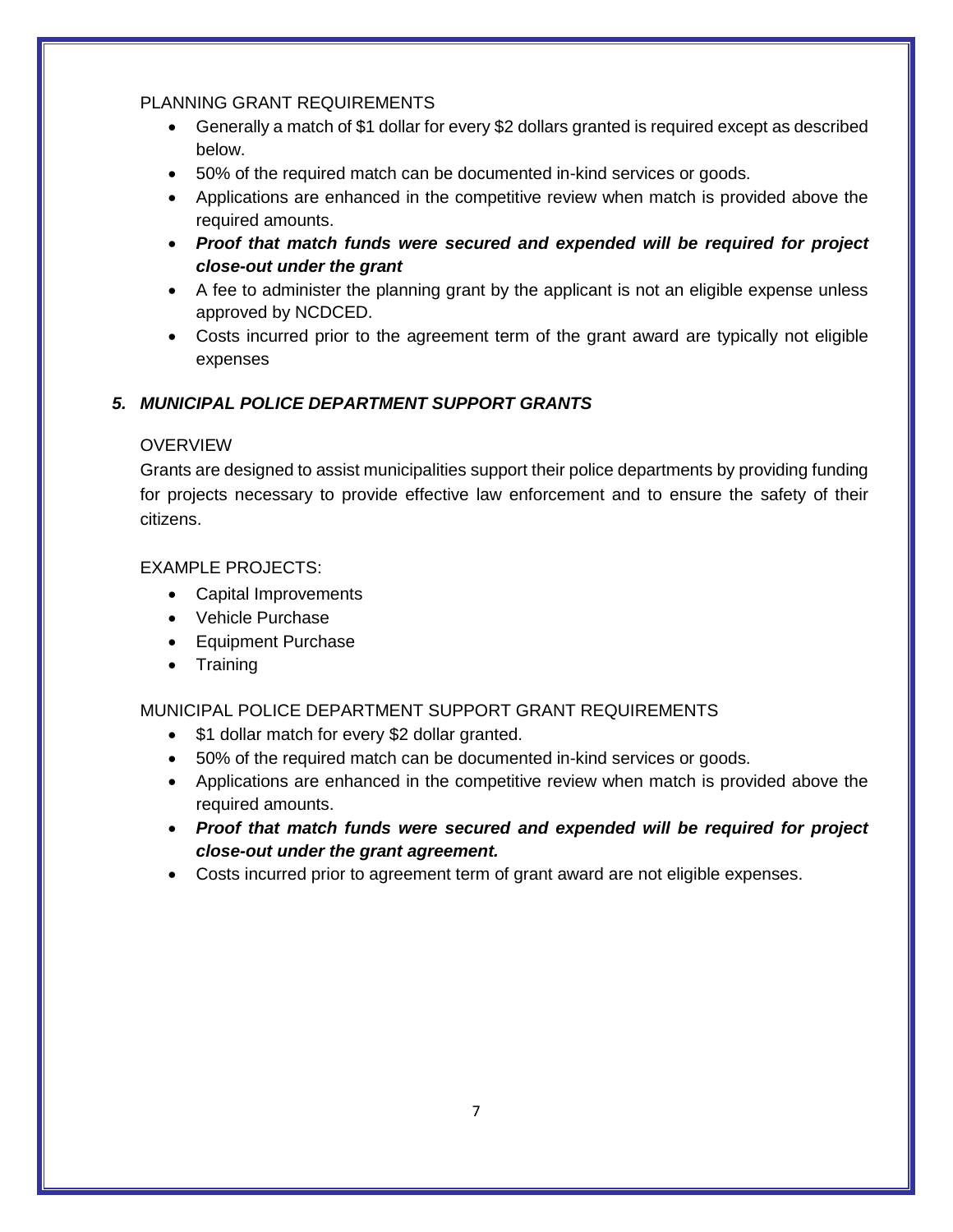PLANNING GRANT REQUIREMENTS

- Generally a match of $1 dollar for every $2 dollars granted is required except as described below.
- 50% of the required match can be documented in-kind services or goods.
- Applications are enhanced in the competitive review when match is provided above the required amounts.
- ***Proof that match funds were secured and expended will be required for project close-out under the grant***
- A fee to administer the planning grant by the applicant is not an eligible expense unless approved by NCDCED.
- Costs incurred prior to the agreement term of the grant award are typically not eligible expenses

### *5. MUNICIPAL POLICE DEPARTMENT SUPPORT GRANTS*

OVERVIEW

Grants are designed to assist municipalities support their police departments by providing funding for projects necessary to provide effective law enforcement and to ensure the safety of their citizens.

EXAMPLE PROJECTS:

- Capital Improvements
- Vehicle Purchase
- Equipment Purchase
- Training

MUNICIPAL POLICE DEPARTMENT SUPPORT GRANT REQUIREMENTS

- $1 dollar match for every $2 dollar granted.
- 50% of the required match can be documented in-kind services or goods.
- Applications are enhanced in the competitive review when match is provided above the required amounts.
- ***Proof that match funds were secured and expended will be required for project close-out under the grant agreement.***
- Costs incurred prior to agreement term of grant award are not eligible expenses.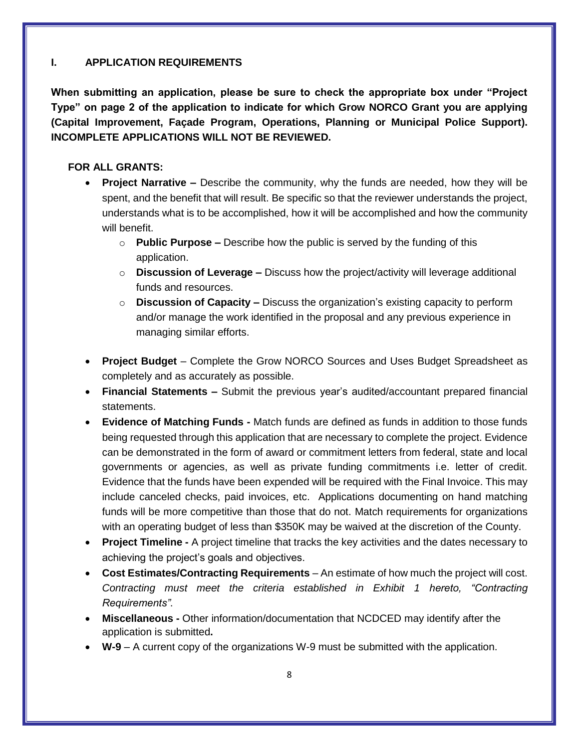## I. APPLICATION REQUIREMENTS

**When submitting an application, please be sure to check the appropriate box under "Project Type" on page 2 of the application to indicate for which Grow NORCO Grant you are applying (Capital Improvement, Façade Program, Operations, Planning or Municipal Police Support). INCOMPLETE APPLICATIONS WILL NOT BE REVIEWED.**

### FOR ALL GRANTS:

- **Project Narrative –** Describe the community, why the funds are needed, how they will be spent, and the benefit that will result. Be specific so that the reviewer understands the project, understands what is to be accomplished, how it will be accomplished and how the community will benefit.
  - **Public Purpose –** Describe how the public is served by the funding of this application.
  - **Discussion of Leverage –** Discuss how the project/activity will leverage additional funds and resources.
  - **Discussion of Capacity –** Discuss the organization's existing capacity to perform and/or manage the work identified in the proposal and any previous experience in managing similar efforts.
- **Project Budget** – Complete the Grow NORCO Sources and Uses Budget Spreadsheet as completely and as accurately as possible.
- **Financial Statements –** Submit the previous year's audited/accountant prepared financial statements.
- **Evidence of Matching Funds -** Match funds are defined as funds in addition to those funds being requested through this application that are necessary to complete the project. Evidence can be demonstrated in the form of award or commitment letters from federal, state and local governments or agencies, as well as private funding commitments i.e. letter of credit. Evidence that the funds have been expended will be required with the Final Invoice. This may include canceled checks, paid invoices, etc. Applications documenting on hand matching funds will be more competitive than those that do not. Match requirements for organizations with an operating budget of less than $350K may be waived at the discretion of the County.
- **Project Timeline -** A project timeline that tracks the key activities and the dates necessary to achieving the project's goals and objectives.
- **Cost Estimates/Contracting Requirements** – An estimate of how much the project will cost. *Contracting must meet the criteria established in Exhibit 1 hereto, "Contracting Requirements".*
- **Miscellaneous -** Other information/documentation that NCDCED may identify after the application is submitted**.**
- **W-9** – A current copy of the organizations W-9 must be submitted with the application.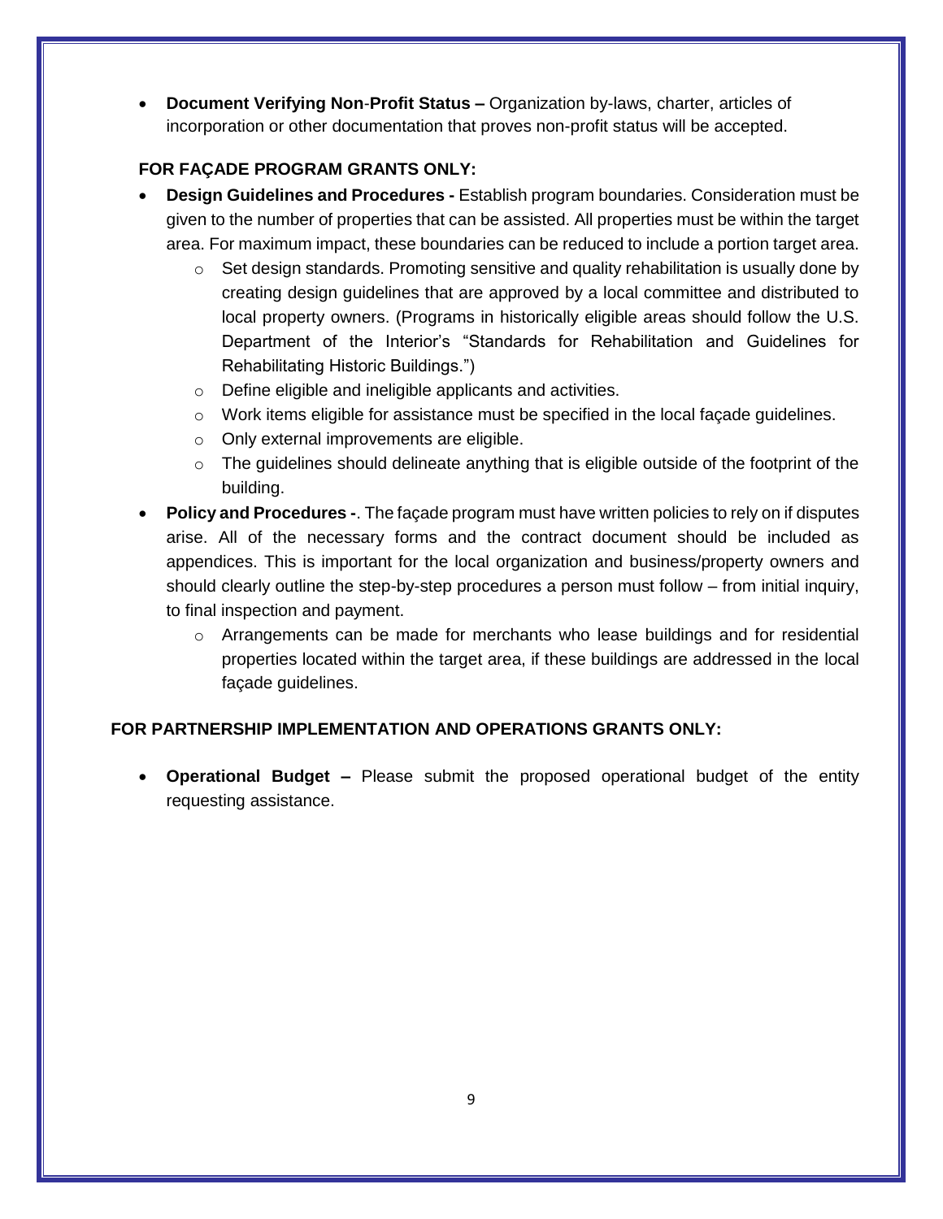- **Document Verifying Non-Profit Status –** Organization by-laws, charter, articles of incorporation or other documentation that proves non-profit status will be accepted.

**FOR FAÇADE PROGRAM GRANTS ONLY:**

- **Design Guidelines and Procedures -** Establish program boundaries. Consideration must be given to the number of properties that can be assisted. All properties must be within the target area. For maximum impact, these boundaries can be reduced to include a portion target area.
  - Set design standards. Promoting sensitive and quality rehabilitation is usually done by creating design guidelines that are approved by a local committee and distributed to local property owners. (Programs in historically eligible areas should follow the U.S. Department of the Interior's "Standards for Rehabilitation and Guidelines for Rehabilitating Historic Buildings.")
  - Define eligible and ineligible applicants and activities.
  - Work items eligible for assistance must be specified in the local façade guidelines.
  - Only external improvements are eligible.
  - The guidelines should delineate anything that is eligible outside of the footprint of the building.
- **Policy and Procedures -**. The façade program must have written policies to rely on if disputes arise. All of the necessary forms and the contract document should be included as appendices. This is important for the local organization and business/property owners and should clearly outline the step-by-step procedures a person must follow – from initial inquiry, to final inspection and payment.
  - Arrangements can be made for merchants who lease buildings and for residential properties located within the target area, if these buildings are addressed in the local façade guidelines.

**FOR PARTNERSHIP IMPLEMENTATION AND OPERATIONS GRANTS ONLY:**

- **Operational Budget –** Please submit the proposed operational budget of the entity requesting assistance.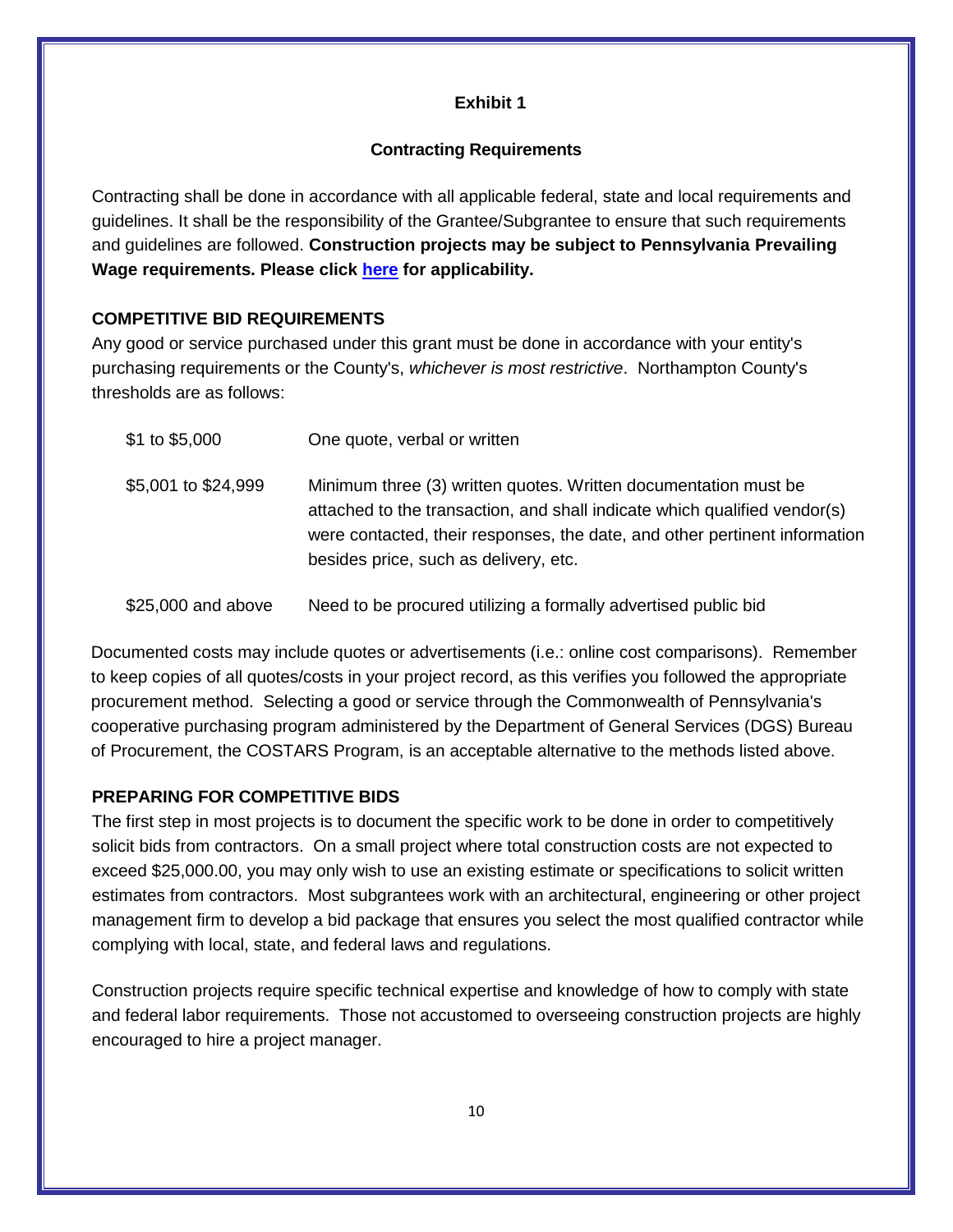## Exhibit 1

### Contracting Requirements

Contracting shall be done in accordance with all applicable federal, state and local requirements and guidelines. It shall be the responsibility of the Grantee/Subgrantee to ensure that such requirements and guidelines are followed. **Construction projects may be subject to Pennsylvania Prevailing Wage requirements. Please click here for applicability.**

### COMPETITIVE BID REQUIREMENTS

Any good or service purchased under this grant must be done in accordance with your entity's purchasing requirements or the County's, *whichever is most restrictive*. Northampton County's thresholds are as follows:

| | |
|---|---|
| $1 to $5,000 | One quote, verbal or written |
| $5,001 to $24,999 | Minimum three (3) written quotes. Written documentation must be attached to the transaction, and shall indicate which qualified vendor(s) were contacted, their responses, the date, and other pertinent information besides price, such as delivery, etc. |
| $25,000 and above | Need to be procured utilizing a formally advertised public bid |

Documented costs may include quotes or advertisements (i.e.: online cost comparisons). Remember to keep copies of all quotes/costs in your project record, as this verifies you followed the appropriate procurement method. Selecting a good or service through the Commonwealth of Pennsylvania's cooperative purchasing program administered by the Department of General Services (DGS) Bureau of Procurement, the COSTARS Program, is an acceptable alternative to the methods listed above.

### PREPARING FOR COMPETITIVE BIDS

The first step in most projects is to document the specific work to be done in order to competitively solicit bids from contractors. On a small project where total construction costs are not expected to exceed $25,000.00, you may only wish to use an existing estimate or specifications to solicit written estimates from contractors. Most subgrantees work with an architectural, engineering or other project management firm to develop a bid package that ensures you select the most qualified contractor while complying with local, state, and federal laws and regulations.

Construction projects require specific technical expertise and knowledge of how to comply with state and federal labor requirements. Those not accustomed to overseeing construction projects are highly encouraged to hire a project manager.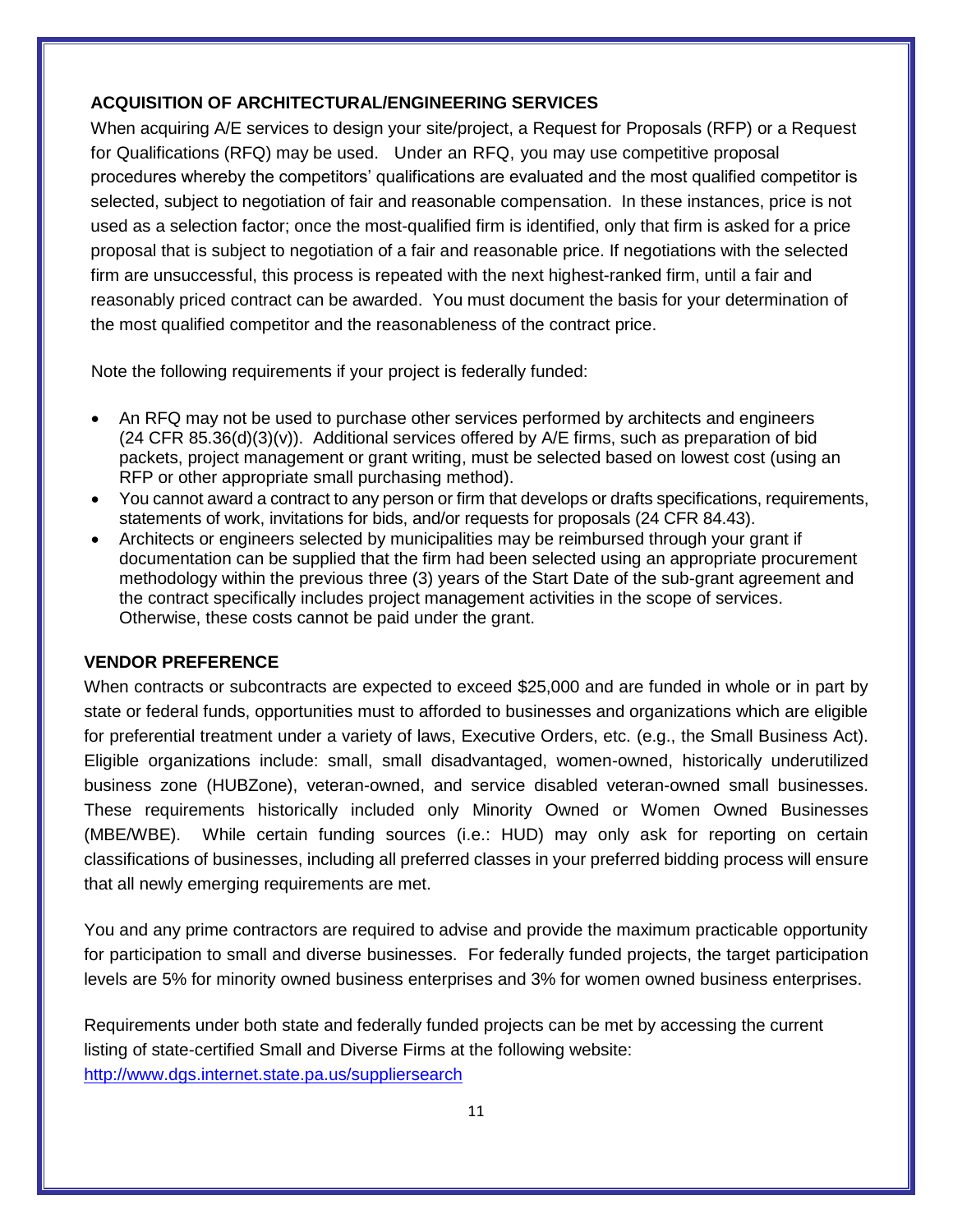## ACQUISITION OF ARCHITECTURAL/ENGINEERING SERVICES

When acquiring A/E services to design your site/project, a Request for Proposals (RFP) or a Request for Qualifications (RFQ) may be used. Under an RFQ, you may use competitive proposal procedures whereby the competitors' qualifications are evaluated and the most qualified competitor is selected, subject to negotiation of fair and reasonable compensation. In these instances, price is not used as a selection factor; once the most-qualified firm is identified, only that firm is asked for a price proposal that is subject to negotiation of a fair and reasonable price. If negotiations with the selected firm are unsuccessful, this process is repeated with the next highest-ranked firm, until a fair and reasonably priced contract can be awarded. You must document the basis for your determination of the most qualified competitor and the reasonableness of the contract price.

Note the following requirements if your project is federally funded:

- An RFQ may not be used to purchase other services performed by architects and engineers (24 CFR 85.36(d)(3)(v)). Additional services offered by A/E firms, such as preparation of bid packets, project management or grant writing, must be selected based on lowest cost (using an RFP or other appropriate small purchasing method).
- You cannot award a contract to any person or firm that develops or drafts specifications, requirements, statements of work, invitations for bids, and/or requests for proposals (24 CFR 84.43).
- Architects or engineers selected by municipalities may be reimbursed through your grant if documentation can be supplied that the firm had been selected using an appropriate procurement methodology within the previous three (3) years of the Start Date of the sub-grant agreement and the contract specifically includes project management activities in the scope of services. Otherwise, these costs cannot be paid under the grant.

## VENDOR PREFERENCE

When contracts or subcontracts are expected to exceed $25,000 and are funded in whole or in part by state or federal funds, opportunities must to afforded to businesses and organizations which are eligible for preferential treatment under a variety of laws, Executive Orders, etc. (e.g., the Small Business Act). Eligible organizations include: small, small disadvantaged, women-owned, historically underutilized business zone (HUBZone), veteran-owned, and service disabled veteran-owned small businesses. These requirements historically included only Minority Owned or Women Owned Businesses (MBE/WBE). While certain funding sources (i.e.: HUD) may only ask for reporting on certain classifications of businesses, including all preferred classes in your preferred bidding process will ensure that all newly emerging requirements are met.

You and any prime contractors are required to advise and provide the maximum practicable opportunity for participation to small and diverse businesses. For federally funded projects, the target participation levels are 5% for minority owned business enterprises and 3% for women owned business enterprises.

Requirements under both state and federally funded projects can be met by accessing the current listing of state-certified Small and Diverse Firms at the following website: [http://www.dgs.internet.state.pa.us/suppliersearch](http://www.dgs.internet.state.pa.us/suppliersearch)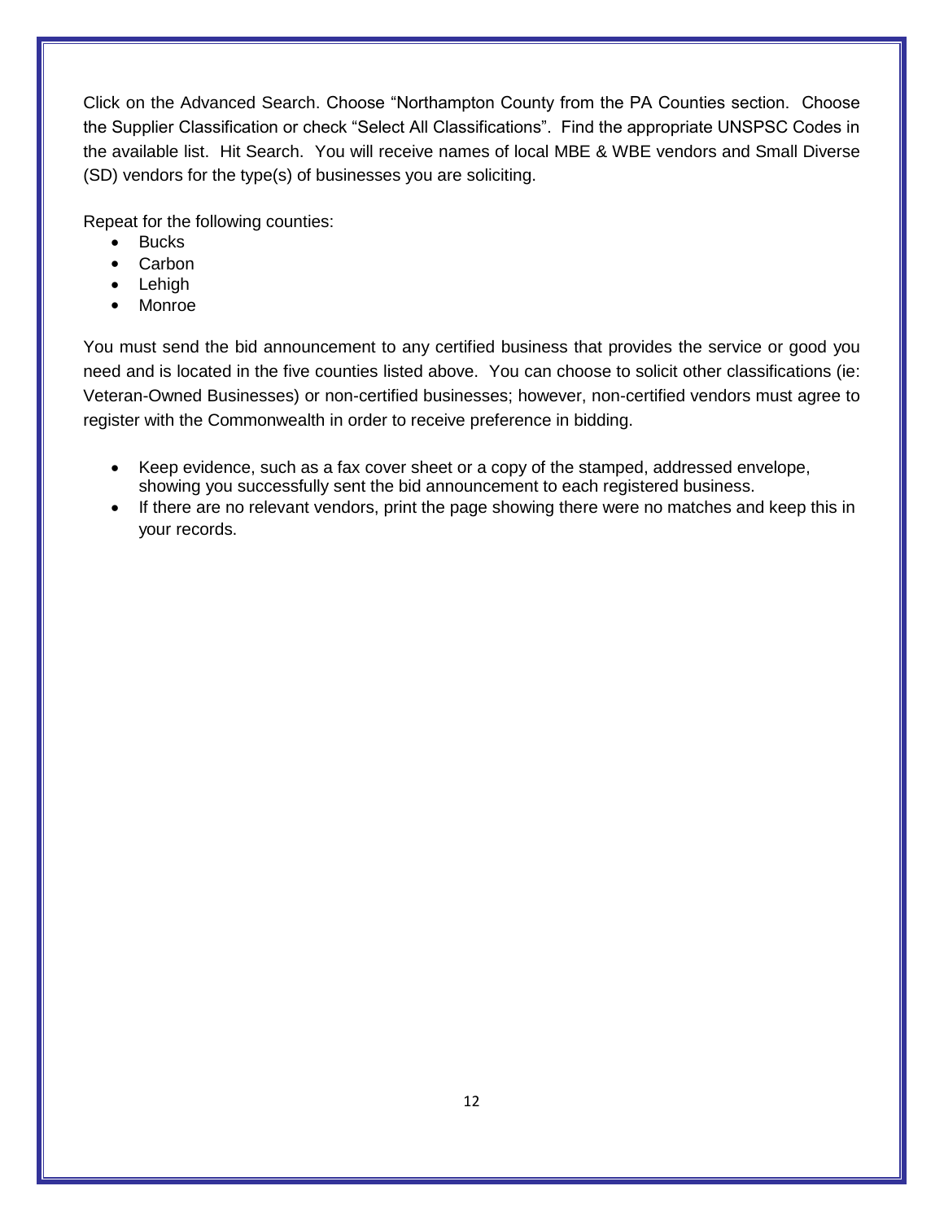Click on the Advanced Search. Choose "Northampton County from the PA Counties section. Choose the Supplier Classification or check "Select All Classifications". Find the appropriate UNSPSC Codes in the available list. Hit Search. You will receive names of local MBE & WBE vendors and Small Diverse (SD) vendors for the type(s) of businesses you are soliciting.

Repeat for the following counties:

- Bucks
- Carbon
- Lehigh
- Monroe

You must send the bid announcement to any certified business that provides the service or good you need and is located in the five counties listed above. You can choose to solicit other classifications (ie: Veteran-Owned Businesses) or non-certified businesses; however, non-certified vendors must agree to register with the Commonwealth in order to receive preference in bidding.

- Keep evidence, such as a fax cover sheet or a copy of the stamped, addressed envelope, showing you successfully sent the bid announcement to each registered business.
- If there are no relevant vendors, print the page showing there were no matches and keep this in your records.